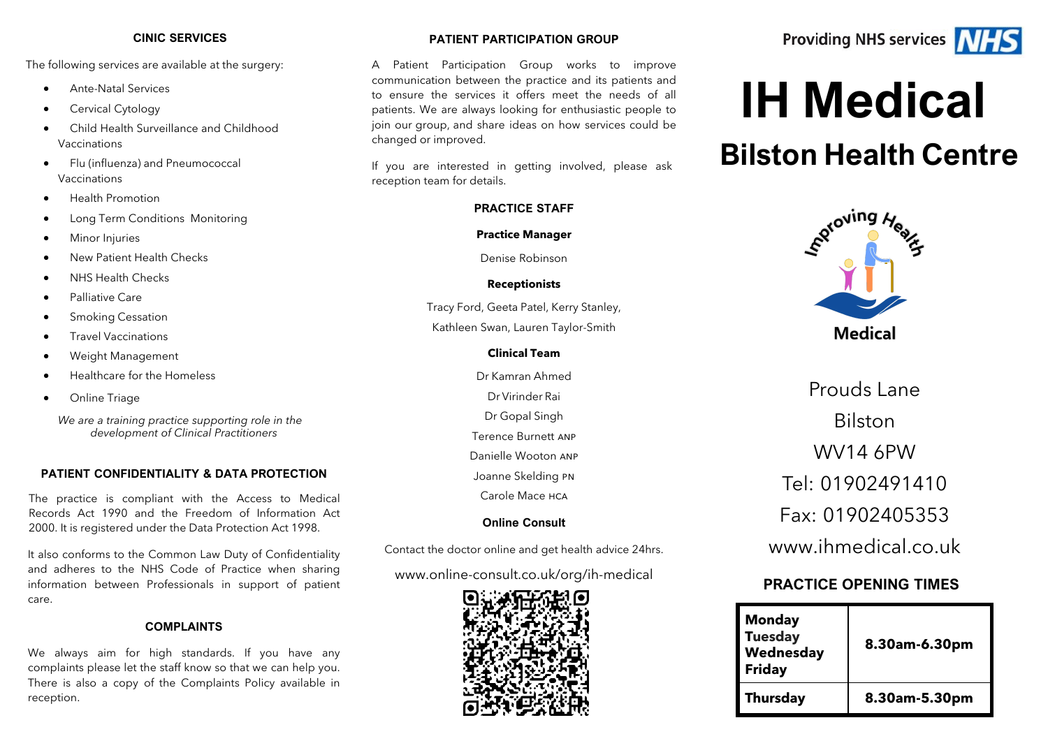### CINIC SERVICES

The following services are available at the surgery:

- Ante-Natal Services
- Cervical Cytology
- Child Health Surveillance and Childhood Vaccinations
- Flu (influenza) and Pneumococcal Vaccinations
- Health Promotion
- Long Term Conditions Monitoring
- Minor Injuries
- New Patient Health Checks
- NHS Health Checks
- Palliative Care
- Smoking Cessation
- Travel Vaccinations
- Weight Management
- Healthcare for the Homeless
- Online Triage

*We are a training practice supporting role in the development of Clinical Practitioners*

### PATIENT CONFIDENTIALITY & DATA PROTECTION

The practice is compliant with the Access to Medical Records Act 1990 and the Freedom of Information Act 2000. It is registered under the Data Protection Act 1998.

It also conforms to the Common Law Duty of Confidentiality and adheres to the NHS Code of Practice when sharing information between Professionals in support of patient care.

### COMPLAINTS

We always aim for high standards. If you have any complaints please let the staff know so that we can help you. There is also a copy of the Complaints Policy available in reception.

### PATIENT PARTICIPATION GROUP

A Patient Participation Group works to improve communication between the practice and its patients and to ensure the services it offers meet the needs of all patients. We are always looking for enthusiastic people to join our group, and share ideas on how services could be changed or improved.

If you are interested in getting involved, please ask reception team for details.

### PRACTICE STAFF

**Practice Manager**

Denise Robinson

**Receptionists**

Tracy Ford, Geeta Patel, Kerry Stanley,

Kathleen Swan, Lauren Taylor-Smith

**Clinical Team**

Dr Kamran Ahmed

Dr Virinder Rai

Dr Gopal Singh

Terence Burnett ANP

Danielle Wooton ANP

Joanne Skelding PN

Carole Mace HCA

### Online Consult

Contact the doctor online and get health advice 24hrs.

www.online-consult.co.uk/org/ih-medical

Providing NHS services NHS

# IH Medical

## Bilston Health Centre

Improving Health Medical

Prouds Lane

Bilston

WV14 6PW

Tel: 01902491410

Fax: 01902405353

www.ihmedical.co.uk

### PRACTICE OPENING TIMES

| Day | Hours |
|---|---|
| **Monday Tuesday Wednesday Friday** | **8.30am-6.30pm** |
| **Thursday** | **8.30am-5.30pm** |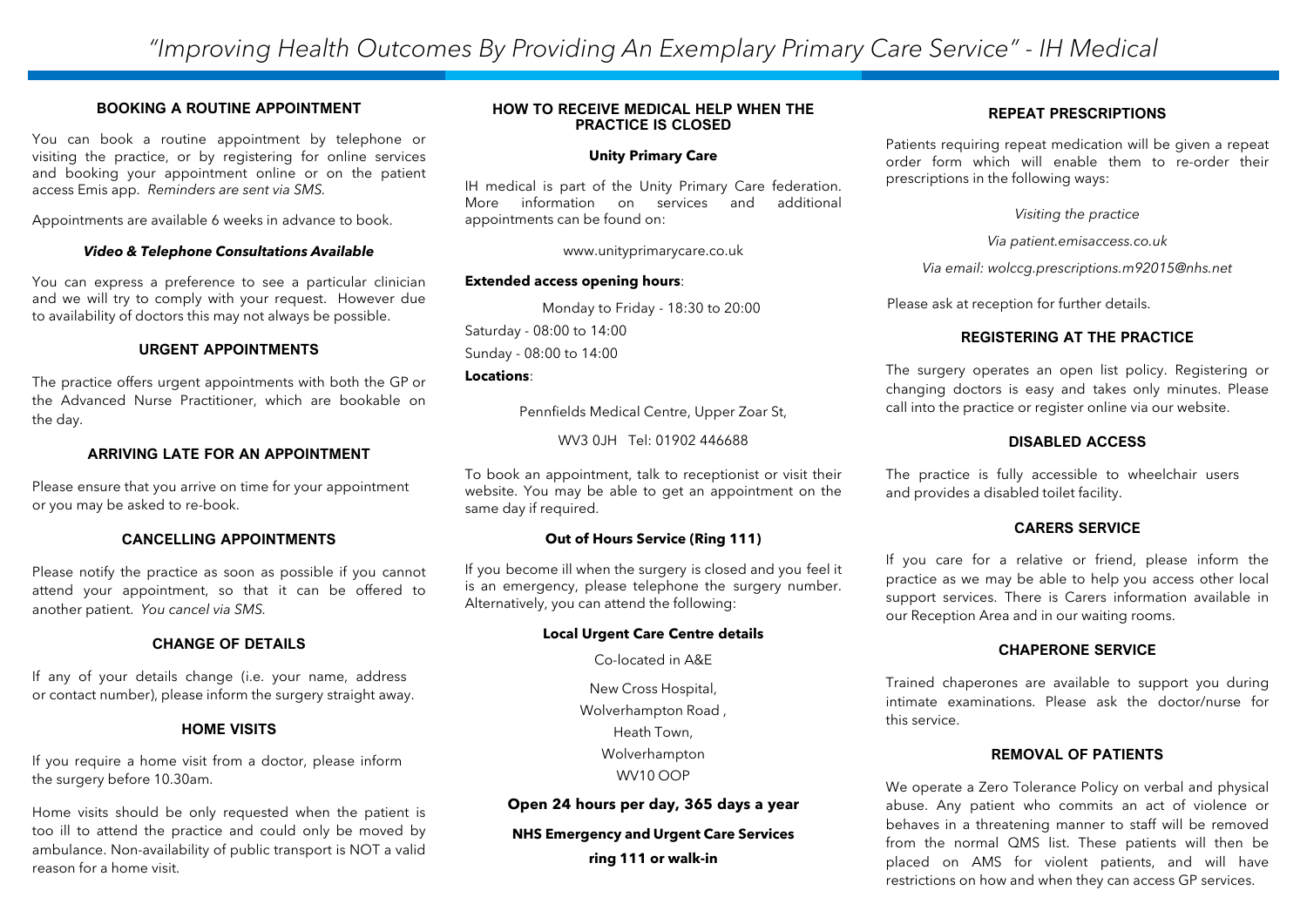# "Improving Health Outcomes By Providing An Exemplary Primary Care Service" - IH Medical

## BOOKING A ROUTINE APPOINTMENT

You can book a routine appointment by telephone or visiting the practice, or by registering for online services and booking your appointment online or on the patient access Emis app. *Reminders are sent via SMS.*

Appointments are available 6 weeks in advance to book.

***Video & Telephone Consultations Available***

You can express a preference to see a particular clinician and we will try to comply with your request. However due to availability of doctors this may not always be possible.

## URGENT APPOINTMENTS

The practice offers urgent appointments with both the GP or the Advanced Nurse Practitioner, which are bookable on the day.

## ARRIVING LATE FOR AN APPOINTMENT

Please ensure that you arrive on time for your appointment or you may be asked to re-book.

## CANCELLING APPOINTMENTS

Please notify the practice as soon as possible if you cannot attend your appointment, so that it can be offered to another patient. *You cancel via SMS.*

## CHANGE OF DETAILS

If any of your details change (i.e. your name, address or contact number), please inform the surgery straight away.

## HOME VISITS

If you require a home visit from a doctor, please inform the surgery before 10.30am.

Home visits should be only requested when the patient is too ill to attend the practice and could only be moved by ambulance. Non-availability of public transport is NOT a valid reason for a home visit.

## HOW TO RECEIVE MEDICAL HELP WHEN THE PRACTICE IS CLOSED

### Unity Primary Care

IH medical is part of the Unity Primary Care federation. More information on services and additional appointments can be found on:

www.unityprimarycare.co.uk

**Extended access opening hours**:

Monday to Friday - 18:30 to 20:00

Saturday - 08:00 to 14:00

Sunday - 08:00 to 14:00

**Locations**:

Pennfields Medical Centre, Upper Zoar St,

WV3 0JH Tel: 01902 446688

To book an appointment, talk to receptionist or visit their website. You may be able to get an appointment on the same day if required.

### Out of Hours Service (Ring 111)

If you become ill when the surgery is closed and you feel it is an emergency, please telephone the surgery number. Alternatively, you can attend the following:

**Local Urgent Care Centre details**

Co-located in A&E

New Cross Hospital,
Wolverhampton Road ,
Heath Town,
Wolverhampton
WV10 OOP

**Open 24 hours per day, 365 days a year**

**NHS Emergency and Urgent Care Services**
**ring 111 or walk-in**

## REPEAT PRESCRIPTIONS

Patients requiring repeat medication will be given a repeat order form which will enable them to re-order their prescriptions in the following ways:

*Visiting the practice*

*Via patient.emisaccess.co.uk*

*Via email: wolccg.prescriptions.m92015@nhs.net*

Please ask at reception for further details.

## REGISTERING AT THE PRACTICE

The surgery operates an open list policy. Registering or changing doctors is easy and takes only minutes. Please call into the practice or register online via our website.

## DISABLED ACCESS

The practice is fully accessible to wheelchair users and provides a disabled toilet facility.

## CARERS SERVICE

If you care for a relative or friend, please inform the practice as we may be able to help you access other local support services. There is Carers information available in our Reception Area and in our waiting rooms.

## CHAPERONE SERVICE

Trained chaperones are available to support you during intimate examinations. Please ask the doctor/nurse for this service.

## REMOVAL OF PATIENTS

We operate a Zero Tolerance Policy on verbal and physical abuse. Any patient who commits an act of violence or behaves in a threatening manner to staff will be removed from the normal QMS list. These patients will then be placed on AMS for violent patients, and will have restrictions on how and when they can access GP services.